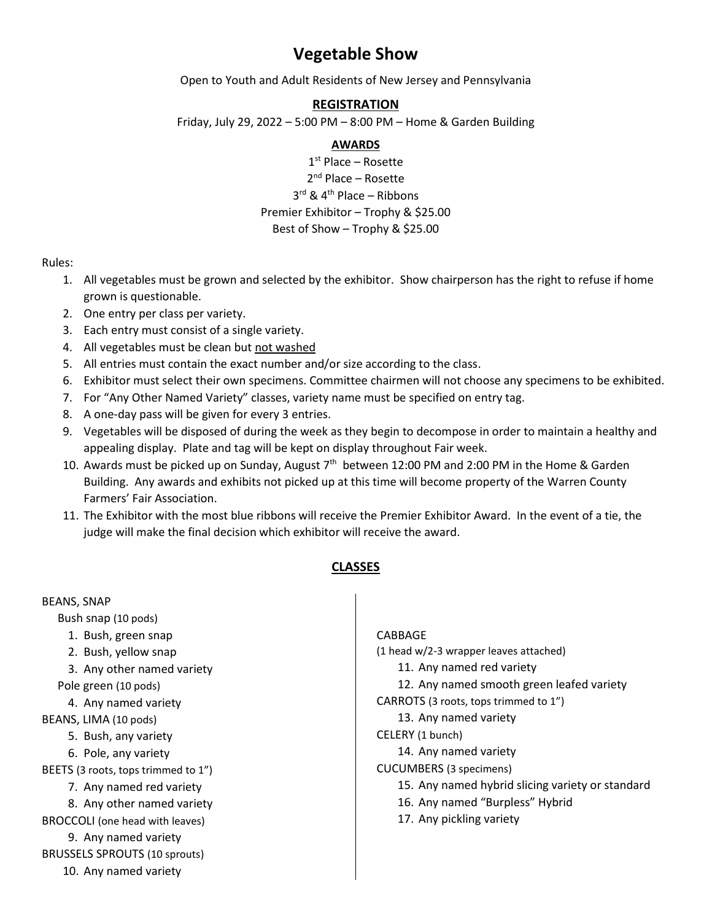# Vegetable Show

Open to Youth and Adult Residents of New Jersey and Pennsylvania

## REGISTRATION

Friday, July 29, 2022 – 5:00 PM – 8:00 PM – Home & Garden Building

## AWARDS

1st Place – Rosette
2nd Place – Rosette
3rd & 4th Place – Ribbons
Premier Exhibitor – Trophy & $25.00
Best of Show – Trophy & $25.00

Rules:

1. All vegetables must be grown and selected by the exhibitor. Show chairperson has the right to refuse if home grown is questionable.
2. One entry per class per variety.
3. Each entry must consist of a single variety.
4. All vegetables must be clean but <u>not washed</u>
5. All entries must contain the exact number and/or size according to the class.
6. Exhibitor must select their own specimens. Committee chairmen will not choose any specimens to be exhibited.
7. For "Any Other Named Variety" classes, variety name must be specified on entry tag.
8. A one-day pass will be given for every 3 entries.
9. Vegetables will be disposed of during the week as they begin to decompose in order to maintain a healthy and appealing display. Plate and tag will be kept on display throughout Fair week.
10. Awards must be picked up on Sunday, August 7th between 12:00 PM and 2:00 PM in the Home & Garden Building. Any awards and exhibits not picked up at this time will become property of the Warren County Farmers' Fair Association.
11. The Exhibitor with the most blue ribbons will receive the Premier Exhibitor Award. In the event of a tie, the judge will make the final decision which exhibitor will receive the award.

## CLASSES

BEANS, SNAP

Bush snap (10 pods)

1. Bush, green snap
2. Bush, yellow snap
3. Any other named variety

Pole green (10 pods)

4. Any named variety

BEANS, LIMA (10 pods)

5. Bush, any variety
6. Pole, any variety

BEETS (3 roots, tops trimmed to 1")

7. Any named red variety
8. Any other named variety

BROCCOLI (one head with leaves)

9. Any named variety

BRUSSELS SPROUTS (10 sprouts)

10. Any named variety

CABBAGE
(1 head w/2-3 wrapper leaves attached)

11. Any named red variety
12. Any named smooth green leafed variety

CARROTS (3 roots, tops trimmed to 1")

13. Any named variety

CELERY (1 bunch)

14. Any named variety

CUCUMBERS (3 specimens)

15. Any named hybrid slicing variety or standard
16. Any named "Burpless" Hybrid
17. Any pickling variety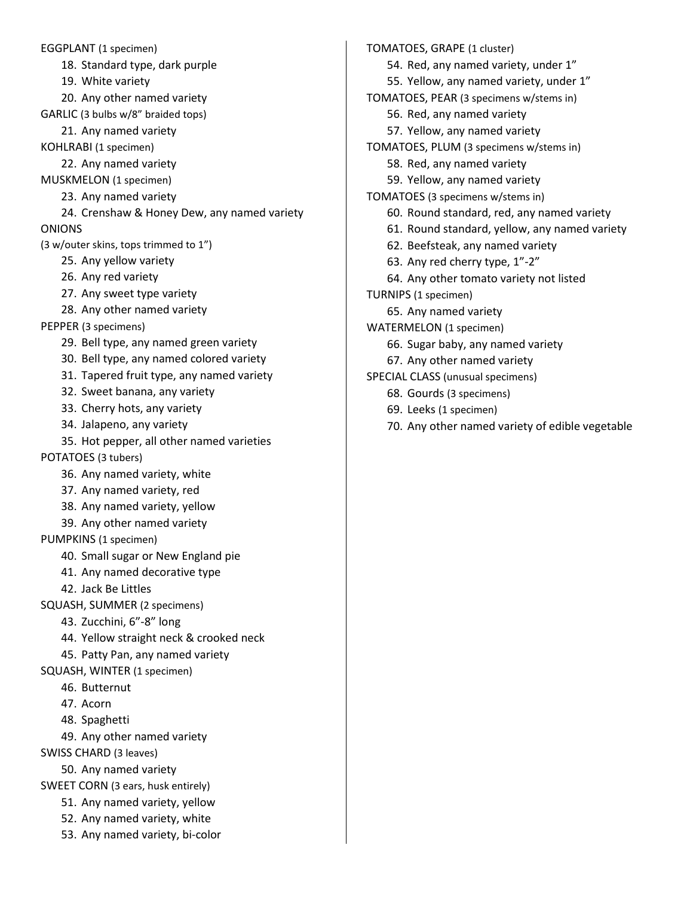EGGPLANT (1 specimen)

18. Standard type, dark purple
19. White variety
20. Any other named variety

GARLIC (3 bulbs w/8" braided tops)

21. Any named variety

KOHLRABI (1 specimen)

22. Any named variety

MUSKMELON (1 specimen)

23. Any named variety
24. Crenshaw & Honey Dew, any named variety

ONIONS
(3 w/outer skins, tops trimmed to 1")

25. Any yellow variety
26. Any red variety
27. Any sweet type variety
28. Any other named variety

PEPPER (3 specimens)

29. Bell type, any named green variety
30. Bell type, any named colored variety
31. Tapered fruit type, any named variety
32. Sweet banana, any variety
33. Cherry hots, any variety
34. Jalapeno, any variety
35. Hot pepper, all other named varieties

POTATOES (3 tubers)

36. Any named variety, white
37. Any named variety, red
38. Any named variety, yellow
39. Any other named variety

PUMPKINS (1 specimen)

40. Small sugar or New England pie
41. Any named decorative type
42. Jack Be Littles

SQUASH, SUMMER (2 specimens)

43. Zucchini, 6"-8" long
44. Yellow straight neck & crooked neck
45. Patty Pan, any named variety

SQUASH, WINTER (1 specimen)

46. Butternut
47. Acorn
48. Spaghetti
49. Any other named variety

SWISS CHARD (3 leaves)

50. Any named variety

SWEET CORN (3 ears, husk entirely)

51. Any named variety, yellow
52. Any named variety, white
53. Any named variety, bi-color

TOMATOES, GRAPE (1 cluster)

54. Red, any named variety, under 1"
55. Yellow, any named variety, under 1"

TOMATOES, PEAR (3 specimens w/stems in)

56. Red, any named variety
57. Yellow, any named variety

TOMATOES, PLUM (3 specimens w/stems in)

58. Red, any named variety
59. Yellow, any named variety

TOMATOES (3 specimens w/stems in)

60. Round standard, red, any named variety
61. Round standard, yellow, any named variety
62. Beefsteak, any named variety
63. Any red cherry type, 1"-2"
64. Any other tomato variety not listed

TURNIPS (1 specimen)

65. Any named variety

WATERMELON (1 specimen)

66. Sugar baby, any named variety
67. Any other named variety

SPECIAL CLASS (unusual specimens)

68. Gourds (3 specimens)
69. Leeks (1 specimen)
70. Any other named variety of edible vegetable